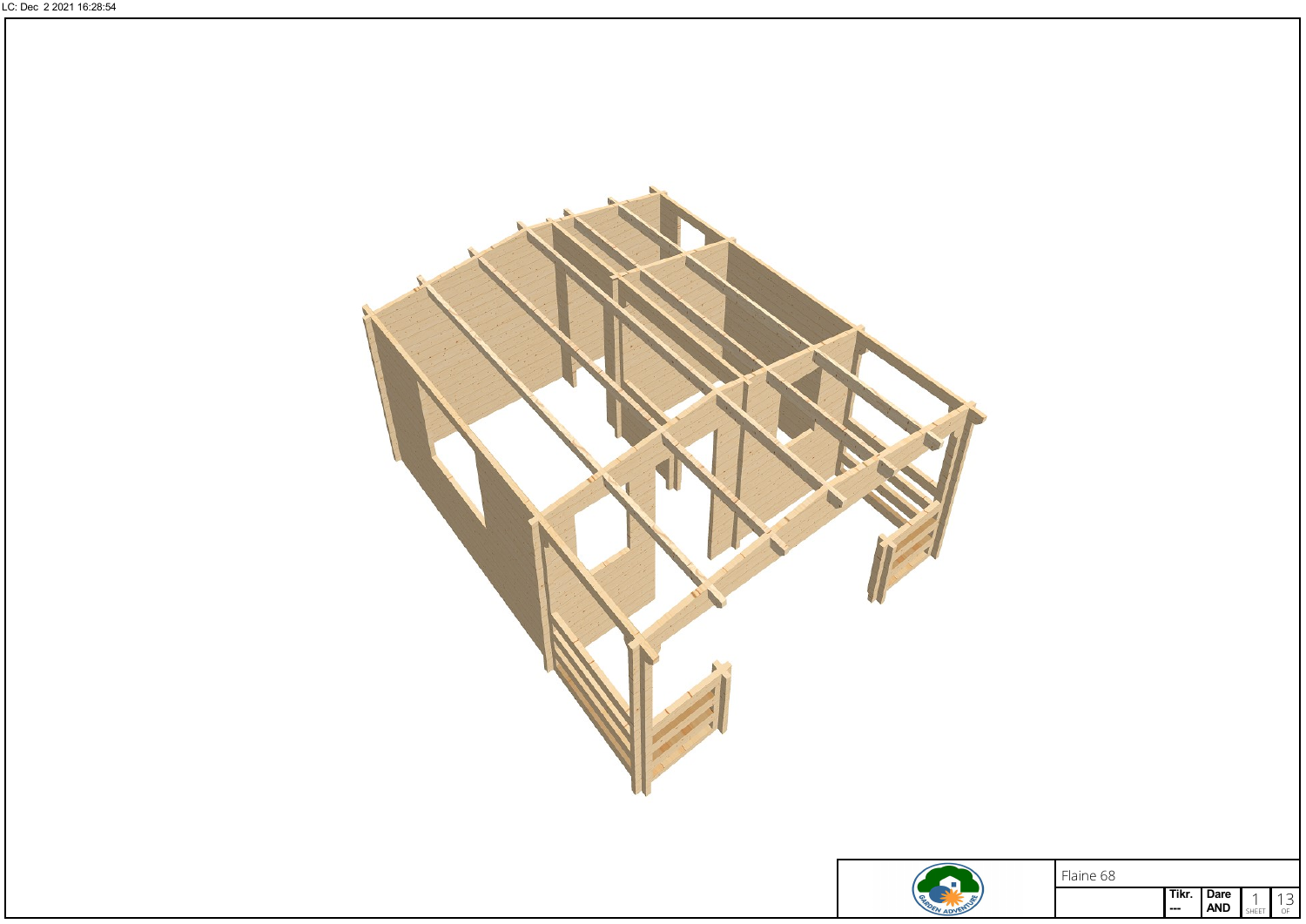LC: Dec 2 2021 16:28:54

Flaine 68

| Tikr. | Dare |
| --- | --- |
| --- | AND |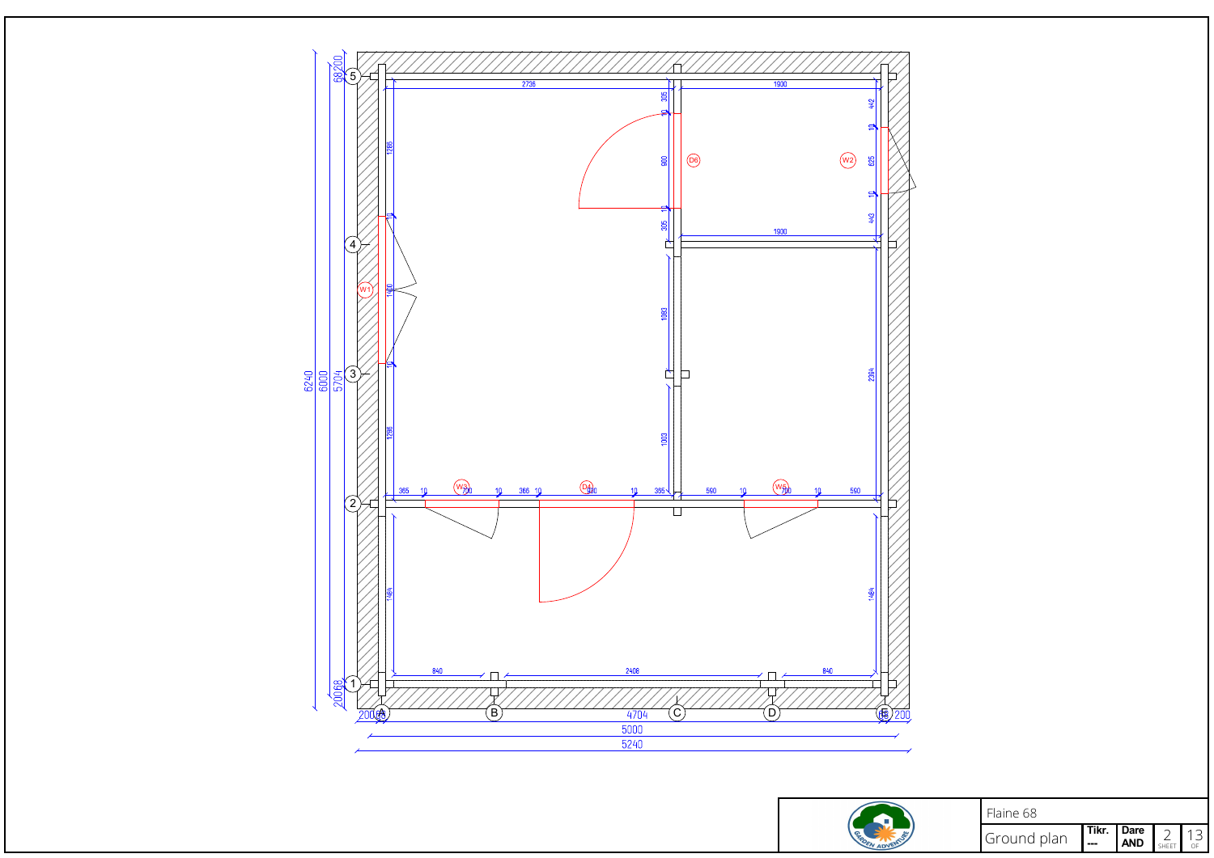Flaine 68

Ground plan

| Tikr. | Dare |
|---|---|
| --- | AND |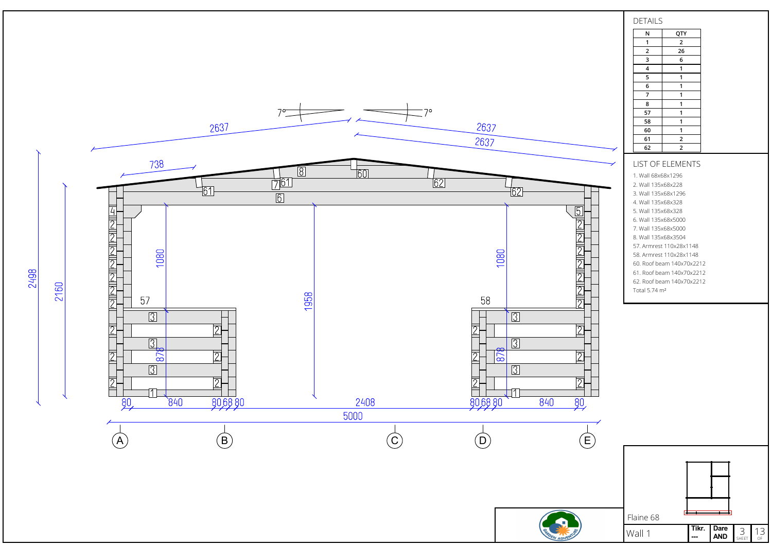## DETAILS

| N | QTY |
|---|---|
| 1 | 2 |
| 2 | 26 |
| 3 | 6 |
| 4 | 1 |
| 5 | 1 |
| 6 | 1 |
| 7 | 1 |
| 8 | 1 |
| 57 | 1 |
| 58 | 1 |
| 60 | 1 |
| 61 | 2 |
| 62 | 2 |

## LIST OF ELEMENTS

1. Wall 68x68x1296
2. Wall 135x68x228
3. Wall 135x68x1296
4. Wall 135x68x328
5. Wall 135x68x328
6. Wall 135x68x5000
7. Wall 135x68x5000
8. Wall 135x68x3504
57. Armrest 110x28x1148
58. Armrest 110x28x1148
60. Roof beam 140x70x2212
61. Roof beam 140x70x2212
62. Roof beam 140x70x2212

Total 5.74 m²

Flaine 68

Wall 1

Tikr. --- | Dare AND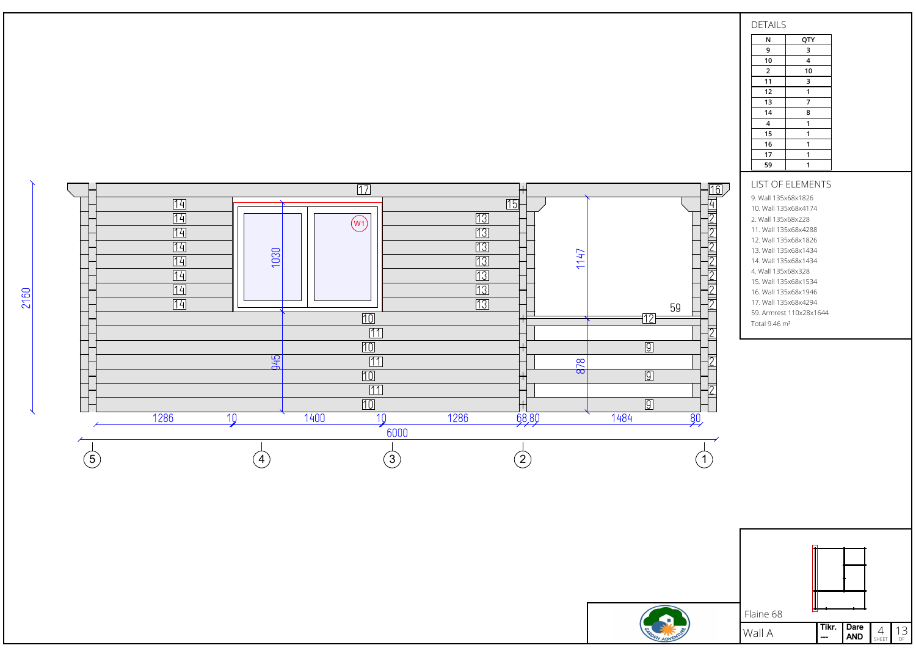## DETAILS

| N | QTY |
|---|---|
| 9 | 3 |
| 10 | 4 |
| 2 | 10 |
| 11 | 3 |
| 12 | 1 |
| 13 | 7 |
| 14 | 8 |
| 4 | 1 |
| 15 | 1 |
| 16 | 1 |
| 17 | 1 |
| 59 | 1 |

## LIST OF ELEMENTS

9. Wall 135x68x1826
10. Wall 135x68x4174
2. Wall 135x68x228
11. Wall 135x68x4288
12. Wall 135x68x1826
13. Wall 135x68x1434
14. Wall 135x68x1434
4. Wall 135x68x328
15. Wall 135x68x1534
16. Wall 135x68x1946
17. Wall 135x68x4294
59. Armrest 110x28x1644

Total 9.46 m²

2160

1030

945

1147

878

W1

1286 10 1400 10 1286 68 80 1484 80

6000

5 4 3 2 1

Flaine 68

Wall A

Tikr. ---

Dare AND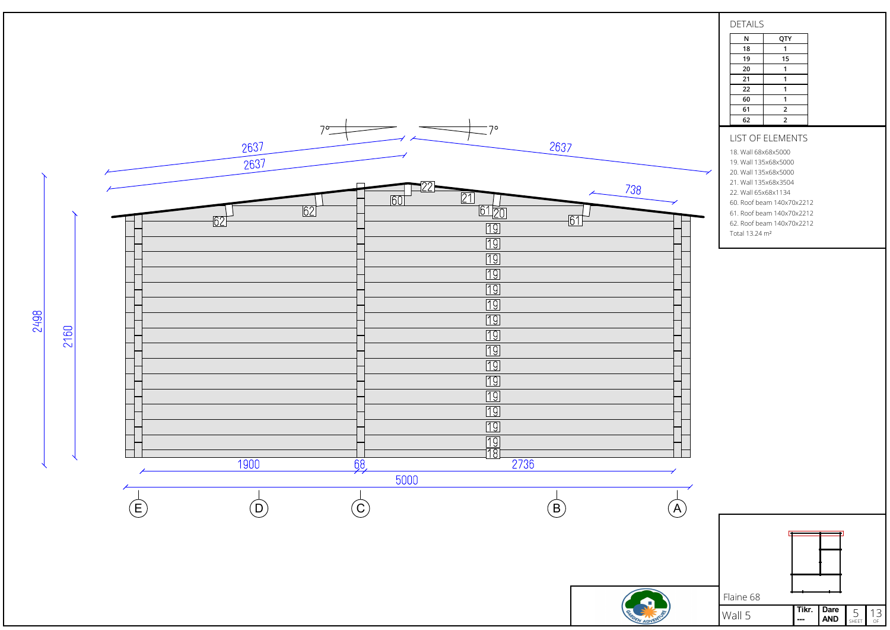## DETAILS

| N | QTY |
|---|---|
| 18 | 1 |
| 19 | 15 |
| 20 | 1 |
| 21 | 1 |
| 22 | 1 |
| 60 | 1 |
| 61 | 2 |
| 62 | 2 |

## LIST OF ELEMENTS

18. Wall 68x68x5000
19. Wall 135x68x5000
20. Wall 135x68x5000
21. Wall 135x68x3504
22. Wall 65x68x1134
60. Roof beam 140x70x2212
61. Roof beam 140x70x2212
62. Roof beam 140x70x2212

Total 13.24 m²

7° 7°

2637 2637 2637 738

2498 2160

1900 68 2736

5000

E D C B A

Flaine 68

Wall 5

| Tikr. | Dare |
|---|---|
| --- | AND |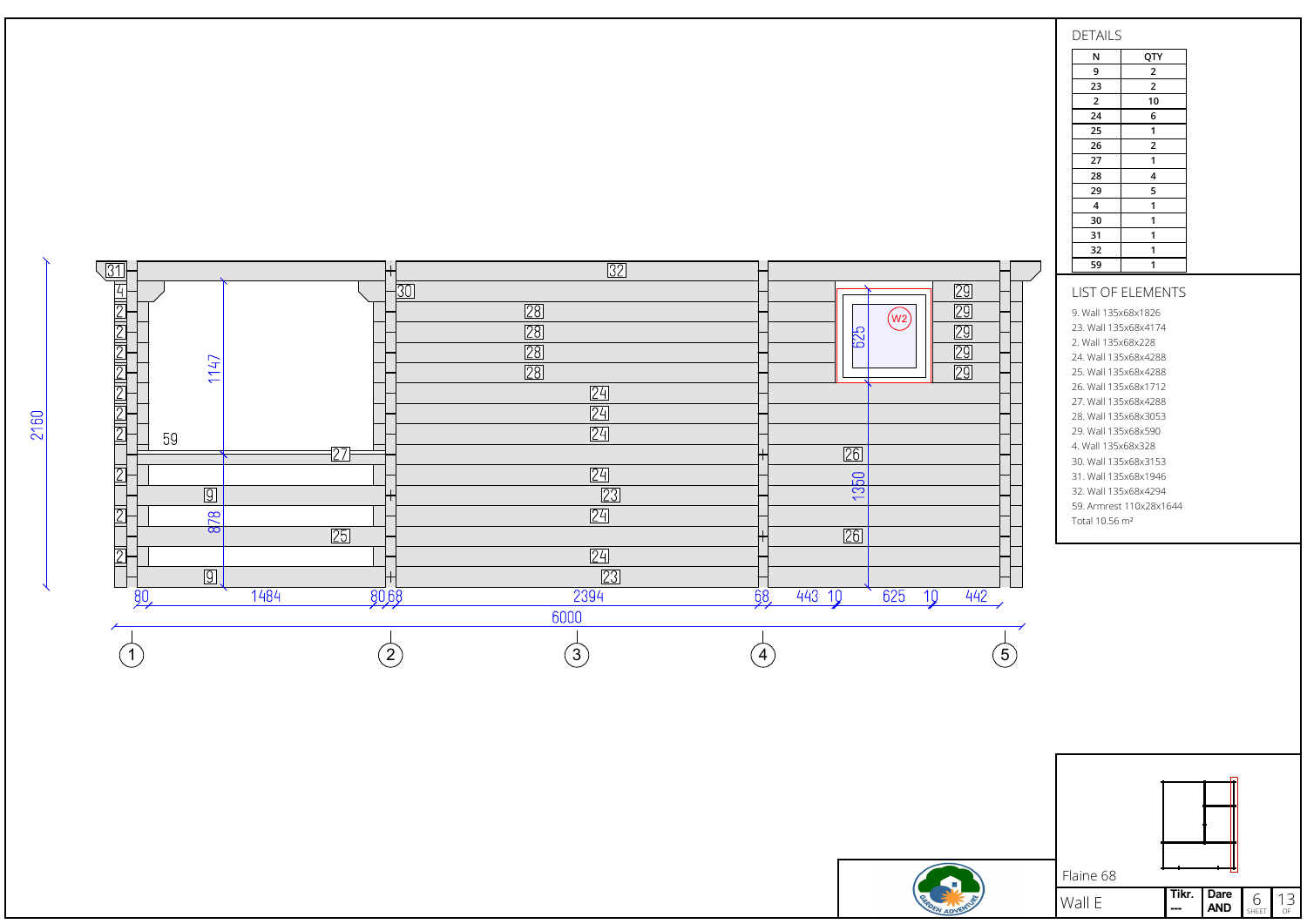## DETAILS

| N | QTY |
|---|---|
| 9 | 2 |
| 23 | 2 |
| 2 | 10 |
| 24 | 6 |
| 25 | 1 |
| 26 | 2 |
| 27 | 1 |
| 28 | 4 |
| 29 | 5 |
| 4 | 1 |
| 30 | 1 |
| 31 | 1 |
| 32 | 1 |
| 59 | 1 |

## LIST OF ELEMENTS

9. Wall 135x68x1826
23. Wall 135x68x4174
2. Wall 135x68x228
24. Wall 135x68x4288
25. Wall 135x68x4288
26. Wall 135x68x1712
27. Wall 135x68x4288
28. Wall 135x68x3053
29. Wall 135x68x590
4. Wall 135x68x328
30. Wall 135x68x3153
31. Wall 135x68x1946
32. Wall 135x68x4294
59. Armrest 110x28x1644

Total 10.56 m²

Flaine 68

Wall E

Tikr. --- | Dare AND | 6 SHEET | 13 OF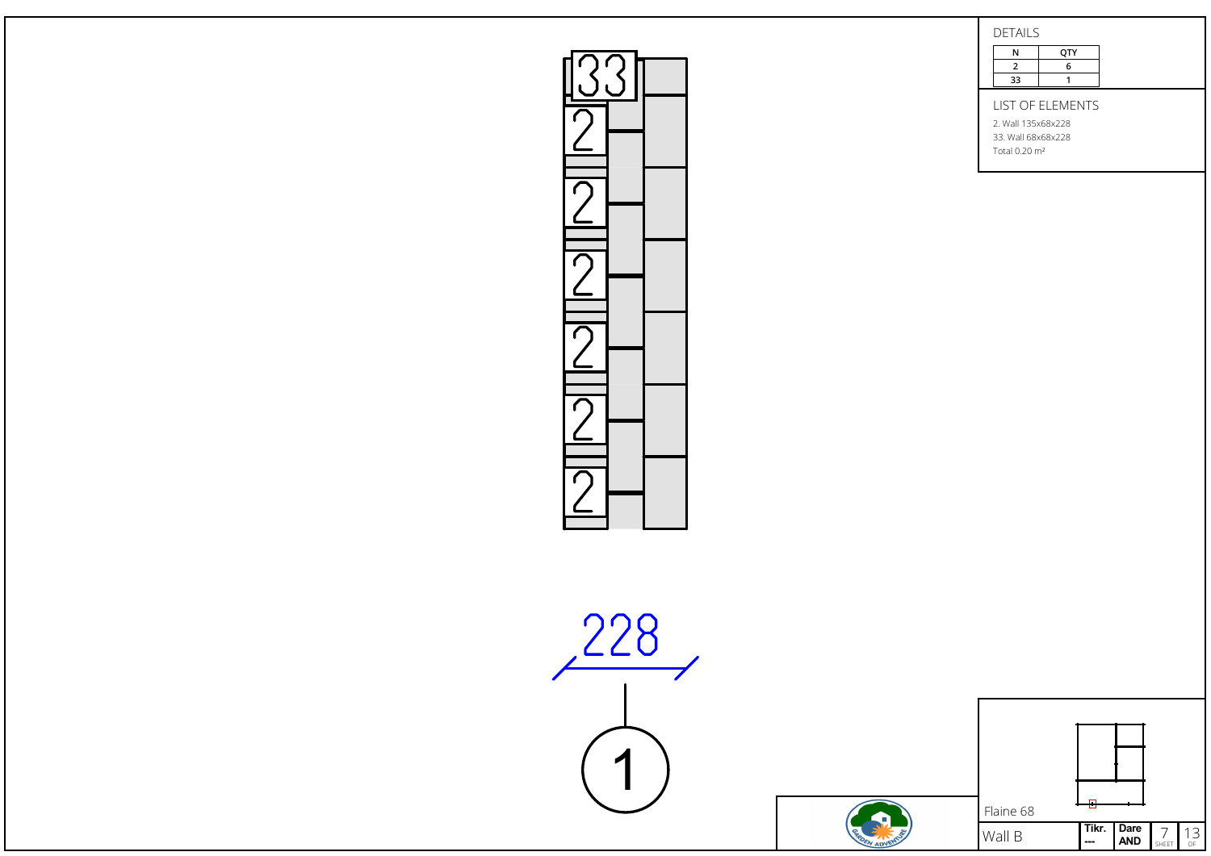## DETAILS

| N | QTY |
|---|---|
| 2 | 6 |
| 33 | 1 |

## LIST OF ELEMENTS

2. Wall 135x68x228
33. Wall 68x68x228
Total 0.20 m²

33

2

2

2

2

2

2

228

1

Flaine 68

Wall B

| Tikr. | Dare |
|---|---|
| --- | AND |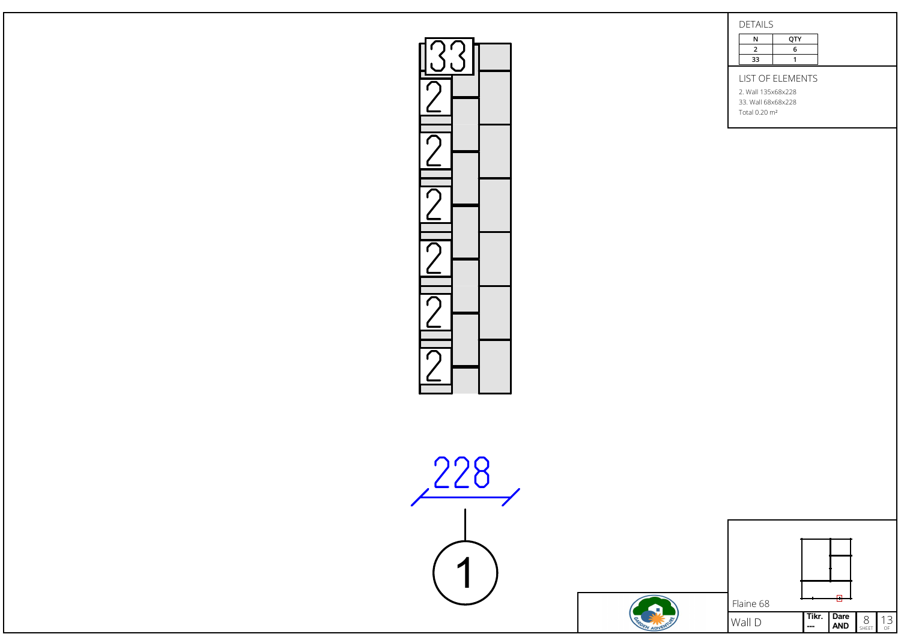## DETAILS

| N | QTY |
|---|---|
| 2 | 6 |
| 33 | 1 |

## LIST OF ELEMENTS

2. Wall 135x68x228
33. Wall 68x68x228
Total 0.20 m²

33

2

2

2

2

2

2

228

1

Flaine 68

Wall D

| Tikr. | Dare |
|---|---|
| --- | AND |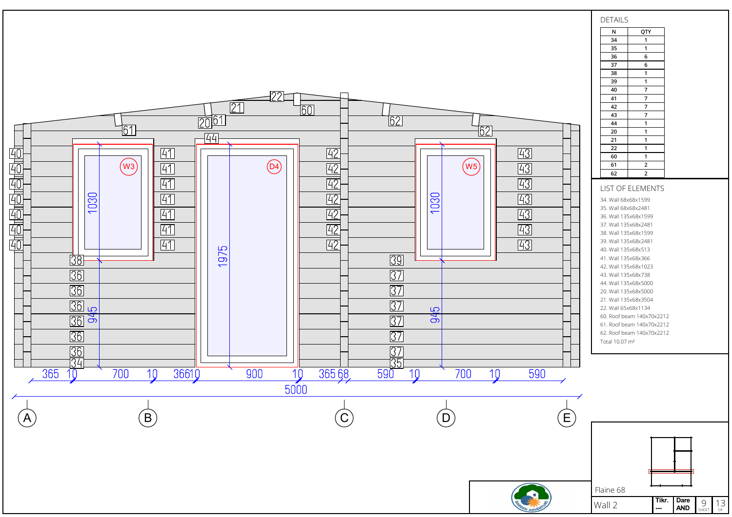## DETAILS

| N | QTY |
|---|---|
| 34 | 1 |
| 35 | 1 |
| 36 | 6 |
| 37 | 6 |
| 38 | 1 |
| 39 | 1 |
| 40 | 7 |
| 41 | 7 |
| 42 | 7 |
| 43 | 7 |
| 44 | 1 |
| 20 | 1 |
| 21 | 1 |
| 22 | 1 |
| 60 | 1 |
| 61 | 2 |
| 62 | 2 |

## LIST OF ELEMENTS

34. Wall 68x68x1599
35. Wall 68x68x2481
36. Wall 135x68x1599
37. Wall 135x68x2481
38. Wall 135x68x1599
39. Wall 135x68x2481
40. Wall 135x68x513
41. Wall 135x68x366
42. Wall 135x68x1023
43. Wall 135x68x738
44. Wall 135x68x5000
20. Wall 135x68x5000
21. Wall 135x68x3504
22. Wall 65x68x1134
60. Roof beam 140x70x2212
61. Roof beam 140x70x2212
62. Roof beam 140x70x2212

Total 10.07 m²

W3 1030 945 | D4 1975 | W5 1030 945

365 10 700 10 366 10 900 10 365 68 590 10 700 10 590

5000

A B C D E

Flaine 68

Wall 2

Tikr. --- | Dare AND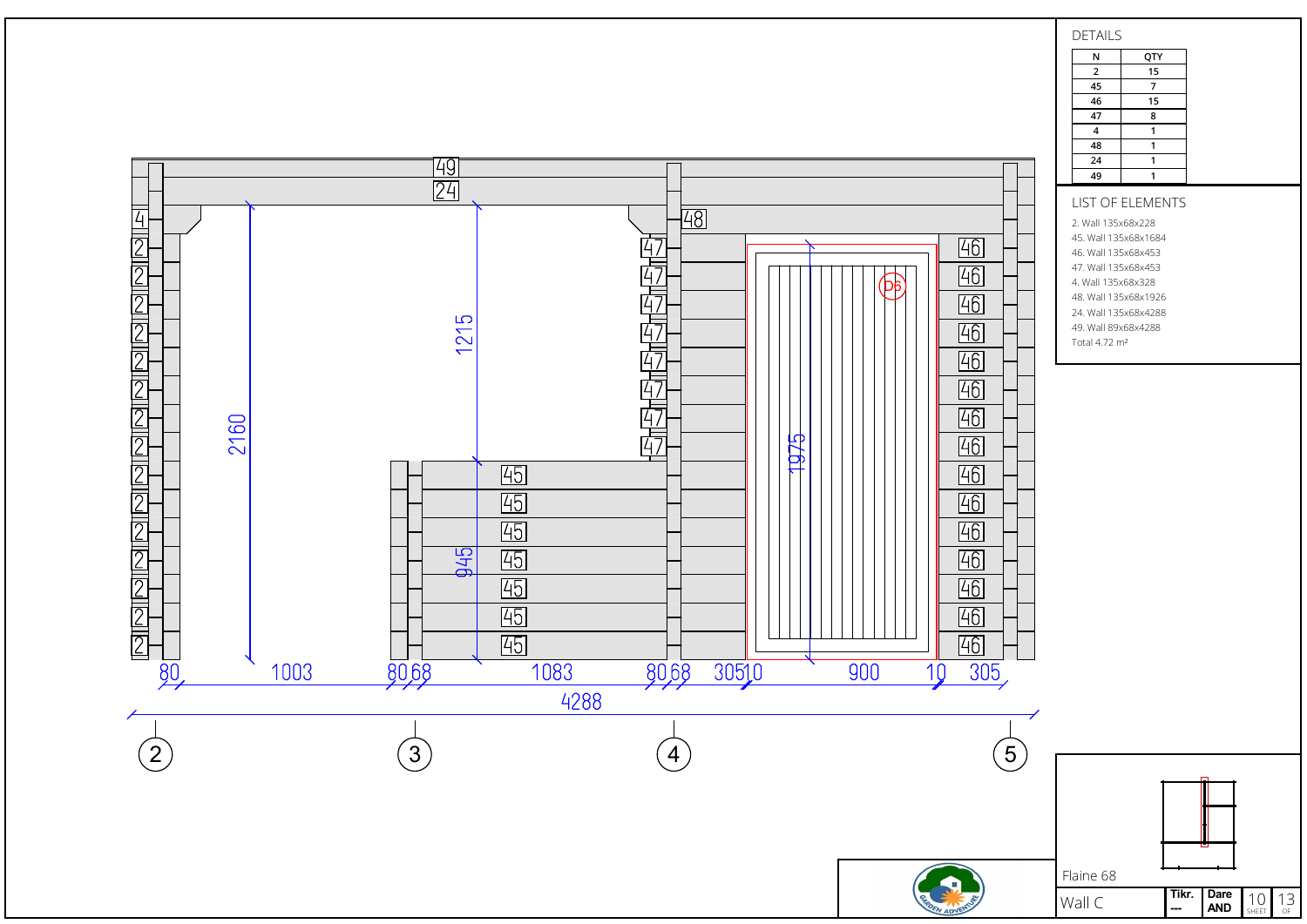## DETAILS

| N | QTY |
|---|---|
| 2 | 15 |
| 45 | 7 |
| 46 | 15 |
| 47 | 8 |
| 4 | 1 |
| 48 | 1 |
| 24 | 1 |
| 49 | 1 |

## LIST OF ELEMENTS

2. Wall 135x68x228
45. Wall 135x68x1684
46. Wall 135x68x453
47. Wall 135x68x453
4. Wall 135x68x328
48. Wall 135x68x1926
24. Wall 135x68x4288
49. Wall 89x68x4288

Total 4.72 m²

49
24
4
48
D6

2160
1215
945
1975

80 1003 80 68 1083 80 68 305 10 900 10 305

4288

2 3 4 5

Flaine 68

Wall C

| Tikr. | Dare |
|---|---|
| --- | AND |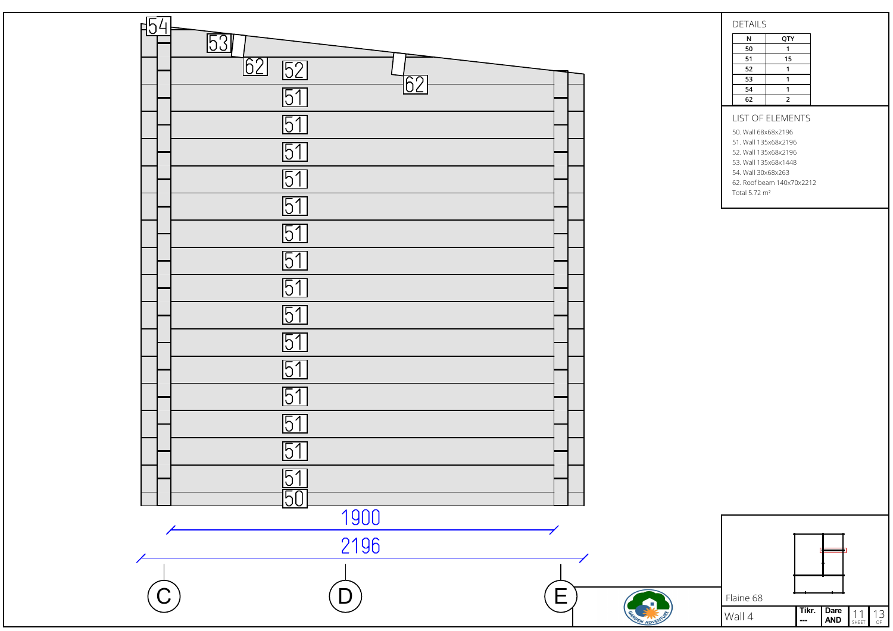## DETAILS

| N | QTY |
|---|---|
| 50 | 1 |
| 51 | 15 |
| 52 | 1 |
| 53 | 1 |
| 54 | 1 |
| 62 | 2 |

## LIST OF ELEMENTS

50. Wall 68x68x2196
51. Wall 135x68x2196
52. Wall 135x68x2196
53. Wall 135x68x1448
54. Wall 30x68x263
62. Roof beam 140x70x2212

Total 5.72 m²

54
53
62
52
62
51
51
51
51
51
51
51
51
51
51
51
51
51
51
51
50

1900
2196

C D E

Flaine 68

Wall 4

| Tikr. | Dare |
|---|---|
| --- | AND |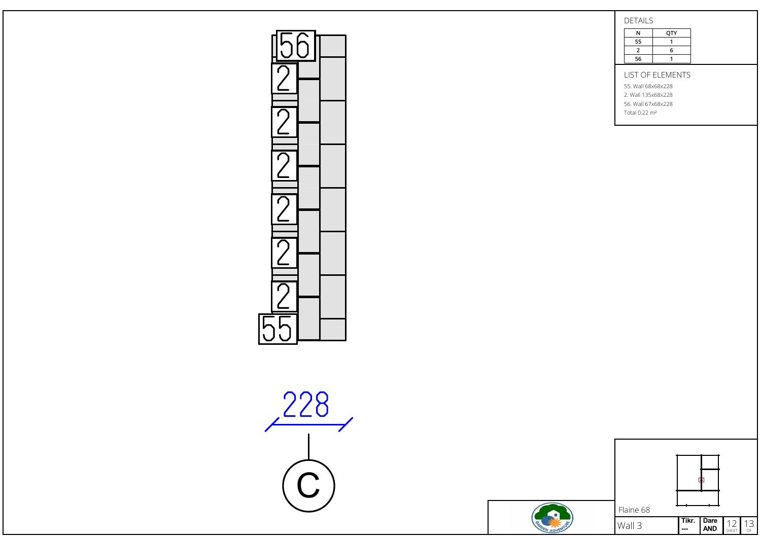## DETAILS

| N | QTY |
| --- | --- |
| 55 | 1 |
| 2 | 6 |
| 56 | 1 |

## LIST OF ELEMENTS

55. Wall 68x68x228
2. Wall 135x68x228
56. Wall 67x68x228

Total 0.22 m²

56

2

2

2

2

2

2

55

228

C

Flaine 68

Wall 3

| Tikr. | Dare |
| --- | --- |
| --- | AND |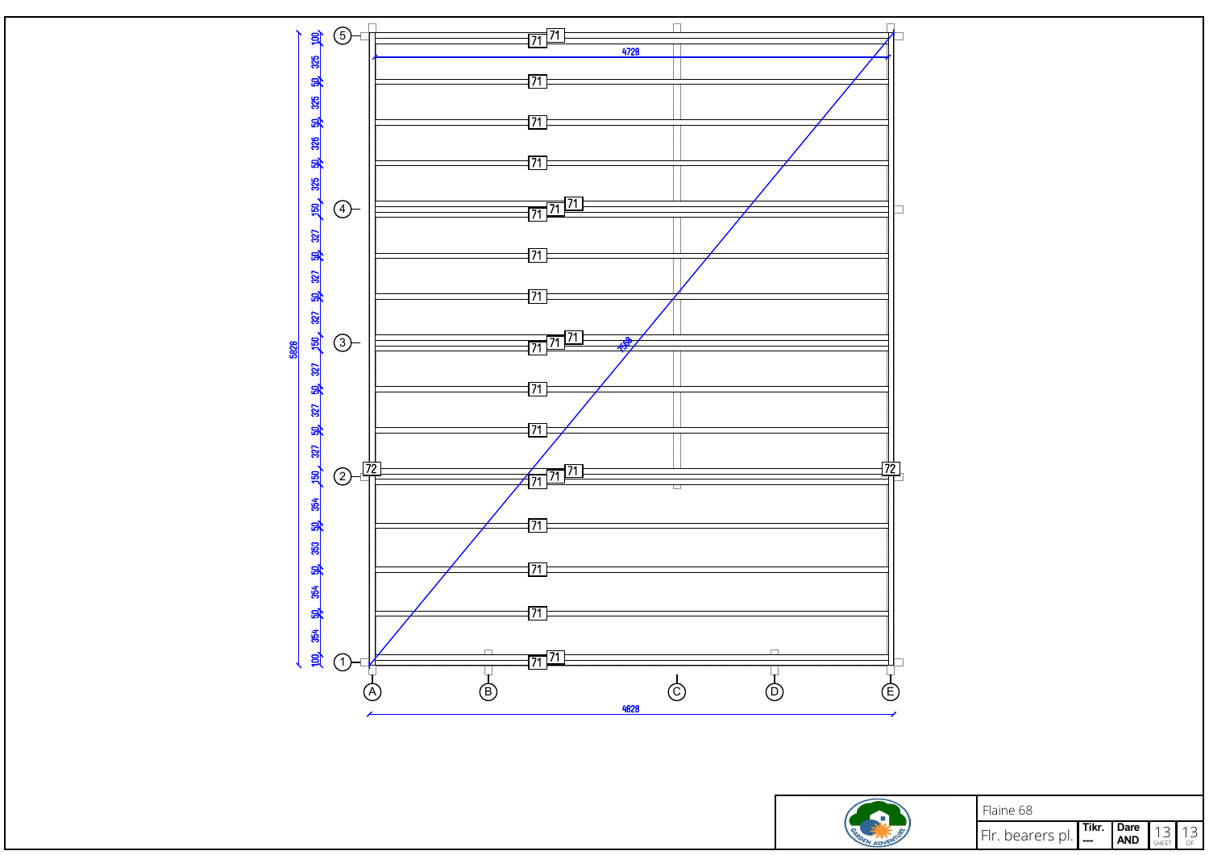5
4
3
2
1

A
B
C
D
E

4728
4828
5828
7568

100
325
50
325
50
326
50
325
150
327
50
327
50
327
150
327
50
327
50
327
150
354
50
353
50
354
50
354
100

71
72

Flaine 68

Flr. bearers pl.

Tikr. ---

Dare AND

13 SHEET

13 OF